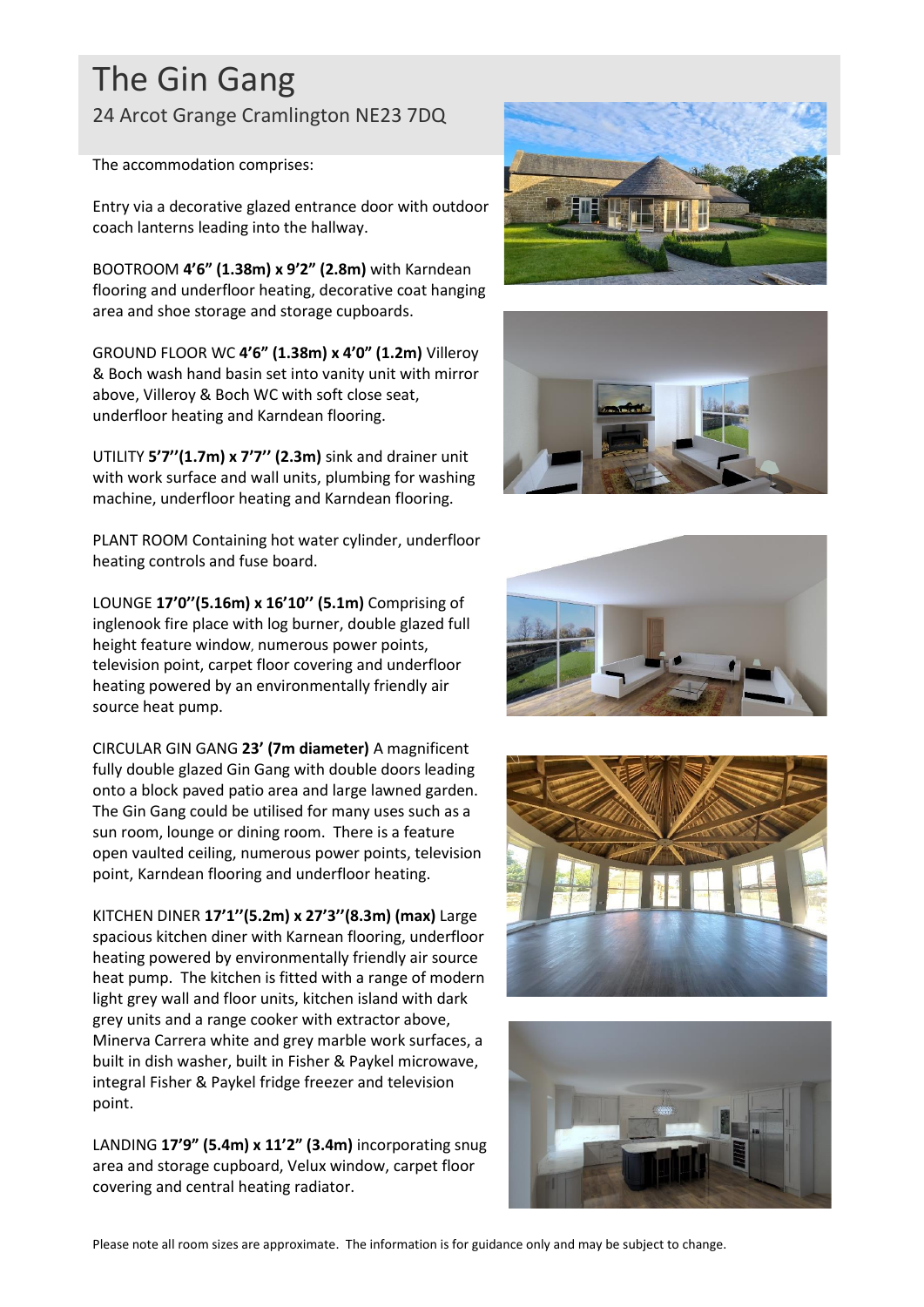# The Gin Gang

24 Arcot Grange Cramlington NE23 7DQ

The accommodation comprises:

Entry via a decorative glazed entrance door with outdoor coach lanterns leading into the hallway.

BOOTROOM **4'6" (1.38m) x 9'2" (2.8m)** with Karndean flooring and underfloor heating, decorative coat hanging area and shoe storage and storage cupboards.

GROUND FLOOR WC **4'6" (1.38m) x 4'0" (1.2m)** Villeroy & Boch wash hand basin set into vanity unit with mirror above, Villeroy & Boch WC with soft close seat, underfloor heating and Karndean flooring.

UTILITY **5'7''(1.7m) x 7'7'' (2.3m)** sink and drainer unit with work surface and wall units, plumbing for washing machine, underfloor heating and Karndean flooring.

PLANT ROOM Containing hot water cylinder, underfloor heating controls and fuse board.

LOUNGE **17'0''(5.16m) x 16'10'' (5.1m)** Comprising of inglenook fire place with log burner, double glazed full height feature window, numerous power points, television point, carpet floor covering and underfloor heating powered by an environmentally friendly air source heat pump.

CIRCULAR GIN GANG **23' (7m diameter)** A magnificent fully double glazed Gin Gang with double doors leading onto a block paved patio area and large lawned garden. The Gin Gang could be utilised for many uses such as a sun room, lounge or dining room. There is a feature open vaulted ceiling, numerous power points, television point, Karndean flooring and underfloor heating.

KITCHEN DINER **17'1''(5.2m) x 27'3''(8.3m) (max)** Large spacious kitchen diner with Karnean flooring, underfloor heating powered by environmentally friendly air source heat pump. The kitchen is fitted with a range of modern light grey wall and floor units, kitchen island with dark grey units and a range cooker with extractor above, Minerva Carrera white and grey marble work surfaces, a built in dish washer, built in Fisher & Paykel microwave, integral Fisher & Paykel fridge freezer and television point.

LANDING **17'9" (5.4m) x 11'2" (3.4m)** incorporating snug area and storage cupboard, Velux window, carpet floor covering and central heating radiator.

Please note all room sizes are approximate. The information is for guidance only and may be subject to change.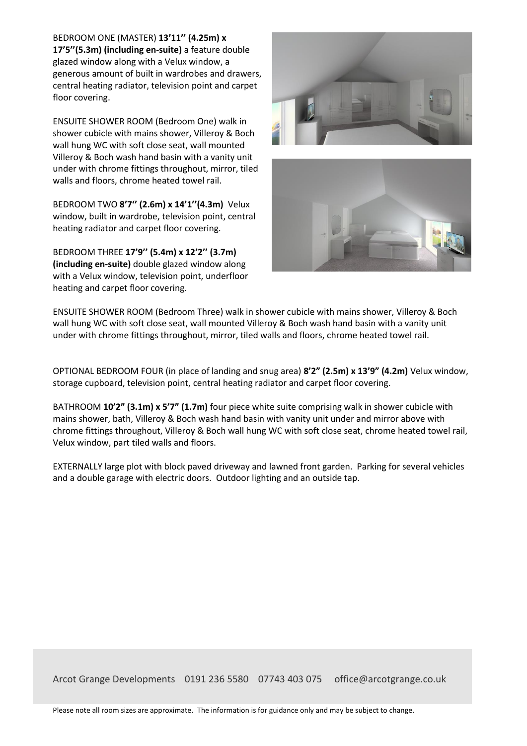BEDROOM ONE (MASTER) **13'11'' (4.25m) x 17'5''(5.3m) (including en-suite)** a feature double glazed window along with a Velux window, a generous amount of built in wardrobes and drawers, central heating radiator, television point and carpet floor covering.

ENSUITE SHOWER ROOM (Bedroom One) walk in shower cubicle with mains shower, Villeroy & Boch wall hung WC with soft close seat, wall mounted Villeroy & Boch wash hand basin with a vanity unit under with chrome fittings throughout, mirror, tiled walls and floors, chrome heated towel rail.

BEDROOM TWO **8'7'' (2.6m) x 14'1''(4.3m)** Velux window, built in wardrobe, television point, central heating radiator and carpet floor covering.

BEDROOM THREE **17'9'' (5.4m) x 12'2'' (3.7m) (including en-suite)** double glazed window along with a Velux window, television point, underfloor heating and carpet floor covering.

ENSUITE SHOWER ROOM (Bedroom Three) walk in shower cubicle with mains shower, Villeroy & Boch wall hung WC with soft close seat, wall mounted Villeroy & Boch wash hand basin with a vanity unit under with chrome fittings throughout, mirror, tiled walls and floors, chrome heated towel rail.

OPTIONAL BEDROOM FOUR (in place of landing and snug area) **8'2" (2.5m) x 13'9" (4.2m)** Velux window, storage cupboard, television point, central heating radiator and carpet floor covering.

BATHROOM **10'2" (3.1m) x 5'7" (1.7m)** four piece white suite comprising walk in shower cubicle with mains shower, bath, Villeroy & Boch wash hand basin with vanity unit under and mirror above with chrome fittings throughout, Villeroy & Boch wall hung WC with soft close seat, chrome heated towel rail, Velux window, part tiled walls and floors.

EXTERNALLY large plot with block paved driveway and lawned front garden. Parking for several vehicles and a double garage with electric doors. Outdoor lighting and an outside tap.

Arcot Grange Developments 0191 236 5580 07743 403 075 office@arcotgrange.co.uk

Please note all room sizes are approximate. The information is for guidance only and may be subject to change.